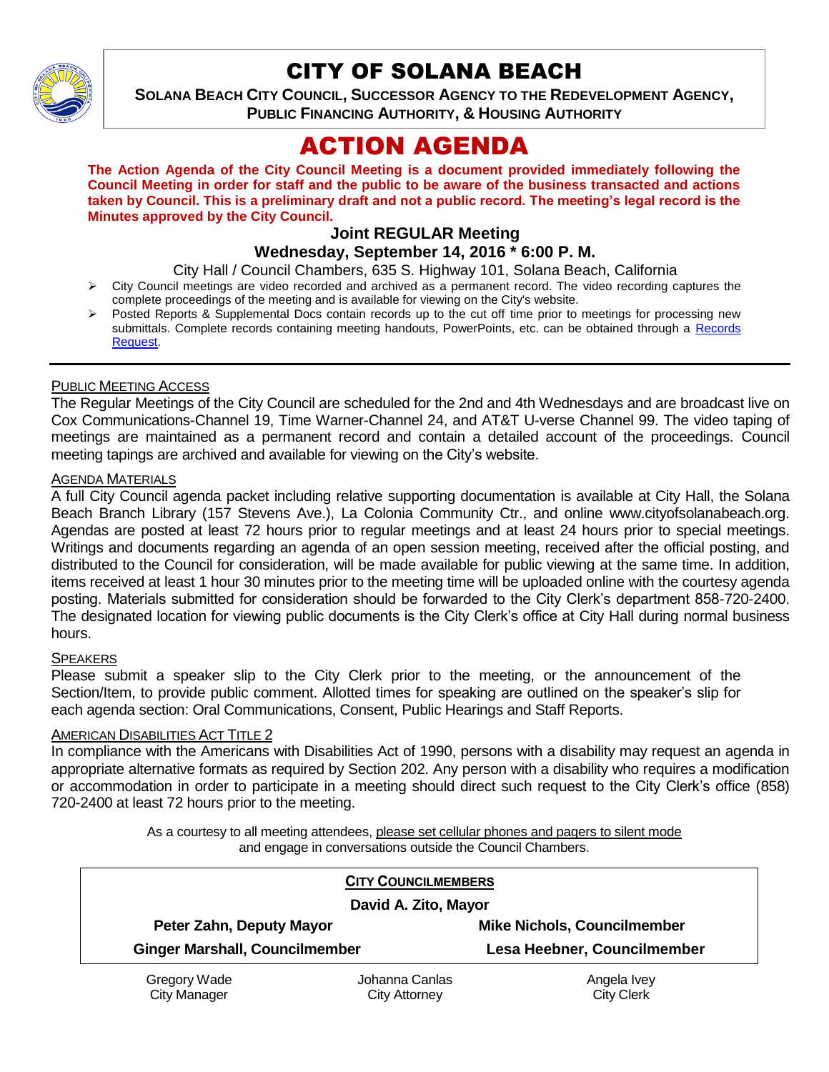# CITY OF SOLANA BEACH

**SOLANA BEACH CITY COUNCIL, SUCCESSOR AGENCY TO THE REDEVELOPMENT AGENCY, PUBLIC FINANCING AUTHORITY, & HOUSING AUTHORITY**

# ACTION AGENDA

**The Action Agenda of the City Council Meeting is a document provided immediately following the Council Meeting in order for staff and the public to be aware of the business transacted and actions taken by Council. This is a preliminary draft and not a public record. The meeting's legal record is the Minutes approved by the City Council.**

### Joint REGULAR Meeting

### Wednesday, September 14, 2016 * 6:00 P. M.

City Hall / Council Chambers, 635 S. Highway 101, Solana Beach, California

- City Council meetings are video recorded and archived as a permanent record. The video recording captures the complete proceedings of the meeting and is available for viewing on the City's website.
- Posted Reports & Supplemental Docs contain records up to the cut off time prior to meetings for processing new submittals. Complete records containing meeting handouts, PowerPoints, etc. can be obtained through a Records Request.

PUBLIC MEETING ACCESS

The Regular Meetings of the City Council are scheduled for the 2nd and 4th Wednesdays and are broadcast live on Cox Communications-Channel 19, Time Warner-Channel 24, and AT&T U-verse Channel 99. The video taping of meetings are maintained as a permanent record and contain a detailed account of the proceedings. Council meeting tapings are archived and available for viewing on the City's website.

AGENDA MATERIALS

A full City Council agenda packet including relative supporting documentation is available at City Hall, the Solana Beach Branch Library (157 Stevens Ave.), La Colonia Community Ctr., and online www.cityofsolanabeach.org. Agendas are posted at least 72 hours prior to regular meetings and at least 24 hours prior to special meetings. Writings and documents regarding an agenda of an open session meeting, received after the official posting, and distributed to the Council for consideration, will be made available for public viewing at the same time. In addition, items received at least 1 hour 30 minutes prior to the meeting time will be uploaded online with the courtesy agenda posting. Materials submitted for consideration should be forwarded to the City Clerk's department 858-720-2400. The designated location for viewing public documents is the City Clerk's office at City Hall during normal business hours.

SPEAKERS

Please submit a speaker slip to the City Clerk prior to the meeting, or the announcement of the Section/Item, to provide public comment. Allotted times for speaking are outlined on the speaker's slip for each agenda section: Oral Communications, Consent, Public Hearings and Staff Reports.

AMERICAN DISABILITIES ACT TITLE 2

In compliance with the Americans with Disabilities Act of 1990, persons with a disability may request an agenda in appropriate alternative formats as required by Section 202. Any person with a disability who requires a modification or accommodation in order to participate in a meeting should direct such request to the City Clerk's office (858) 720-2400 at least 72 hours prior to the meeting.

As a courtesy to all meeting attendees, please set cellular phones and pagers to silent mode and engage in conversations outside the Council Chambers.

**CITY COUNCILMEMBERS**

**David A. Zito, Mayor**

| | |
|---|---|
| **Peter Zahn, Deputy Mayor** | **Mike Nichols, Councilmember** |
| **Ginger Marshall, Councilmember** | **Lesa Heebner, Councilmember** |

| | | |
|---|---|---|
| Gregory Wade<br>City Manager | Johanna Canlas<br>City Attorney | Angela Ivey<br>City Clerk |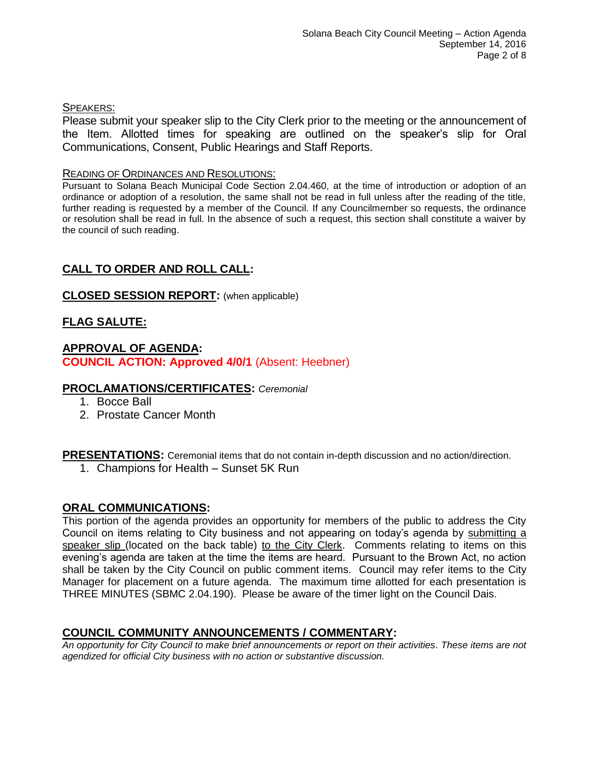SPEAKERS:

Please submit your speaker slip to the City Clerk prior to the meeting or the announcement of the Item. Allotted times for speaking are outlined on the speaker's slip for Oral Communications, Consent, Public Hearings and Staff Reports.

READING OF ORDINANCES AND RESOLUTIONS:

Pursuant to Solana Beach Municipal Code Section 2.04.460, at the time of introduction or adoption of an ordinance or adoption of a resolution, the same shall not be read in full unless after the reading of the title, further reading is requested by a member of the Council. If any Councilmember so requests, the ordinance or resolution shall be read in full. In the absence of such a request, this section shall constitute a waiver by the council of such reading.

## CALL TO ORDER AND ROLL CALL:

## CLOSED SESSION REPORT: (when applicable)

## FLAG SALUTE:

## APPROVAL OF AGENDA:

**COUNCIL ACTION: Approved 4/0/1** (Absent: Heebner)

## PROCLAMATIONS/CERTIFICATES: *Ceremonial*

1. Bocce Ball
2. Prostate Cancer Month

## PRESENTATIONS: Ceremonial items that do not contain in-depth discussion and no action/direction.

1. Champions for Health – Sunset 5K Run

## ORAL COMMUNICATIONS:

This portion of the agenda provides an opportunity for members of the public to address the City Council on items relating to City business and not appearing on today's agenda by submitting a speaker slip (located on the back table) to the City Clerk. Comments relating to items on this evening's agenda are taken at the time the items are heard. Pursuant to the Brown Act, no action shall be taken by the City Council on public comment items. Council may refer items to the City Manager for placement on a future agenda. The maximum time allotted for each presentation is THREE MINUTES (SBMC 2.04.190). Please be aware of the timer light on the Council Dais.

## COUNCIL COMMUNITY ANNOUNCEMENTS / COMMENTARY:

*An opportunity for City Council to make brief announcements or report on their activities. These items are not agendized for official City business with no action or substantive discussion.*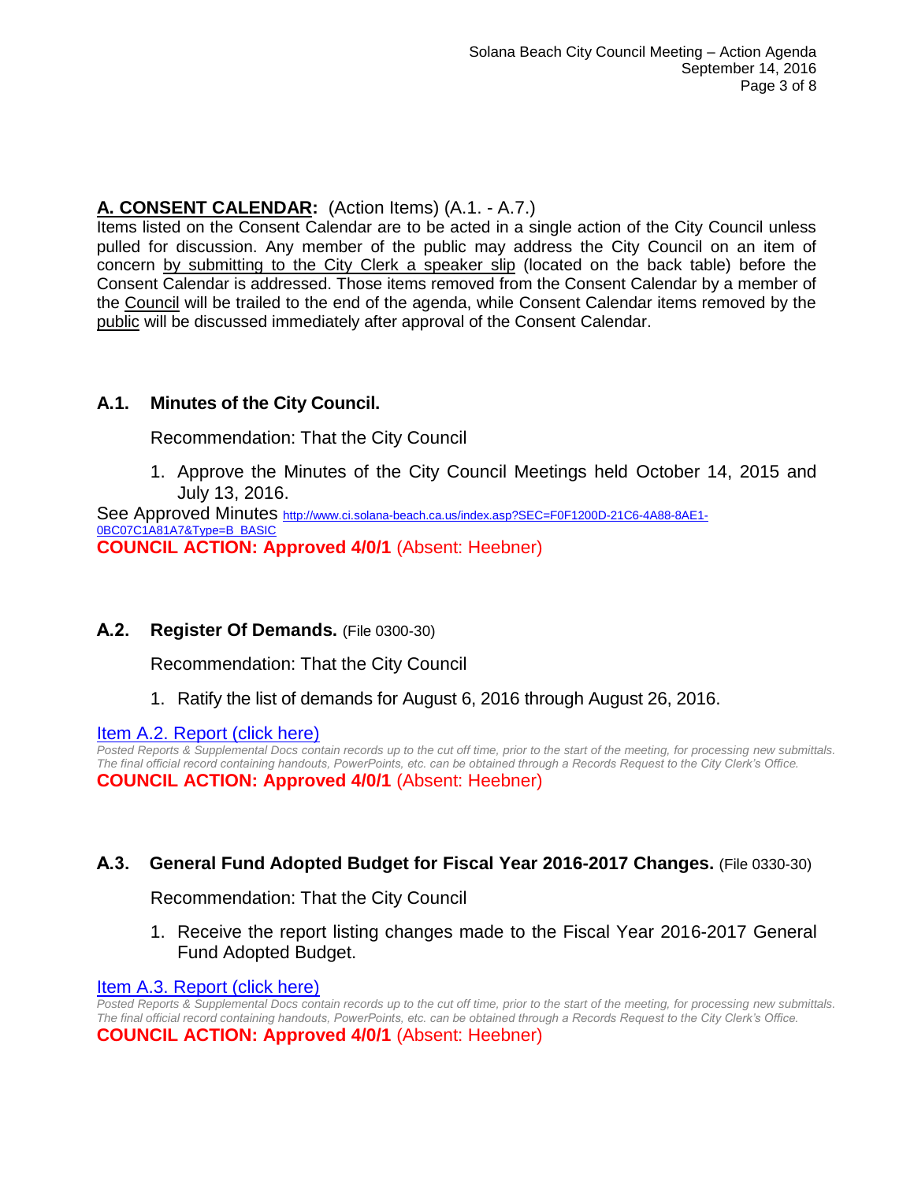## A. CONSENT CALENDAR: (Action Items) (A.1. - A.7.)

Items listed on the Consent Calendar are to be acted in a single action of the City Council unless pulled for discussion. Any member of the public may address the City Council on an item of concern by submitting to the City Clerk a speaker slip (located on the back table) before the Consent Calendar is addressed. Those items removed from the Consent Calendar by a member of the Council will be trailed to the end of the agenda, while Consent Calendar items removed by the public will be discussed immediately after approval of the Consent Calendar.

### A.1. Minutes of the City Council.

Recommendation: That the City Council

1. Approve the Minutes of the City Council Meetings held October 14, 2015 and July 13, 2016.

See Approved Minutes http://www.ci.solana-beach.ca.us/index.asp?SEC=F0F1200D-21C6-4A88-8AE1-0BC07C1A81A7&Type=B_BASIC

**COUNCIL ACTION: Approved 4/0/1** (Absent: Heebner)

### A.2. Register Of Demands. (File 0300-30)

Recommendation: That the City Council

1. Ratify the list of demands for August 6, 2016 through August 26, 2016.

Item A.2. Report (click here)

*Posted Reports & Supplemental Docs contain records up to the cut off time, prior to the start of the meeting, for processing new submittals. The final official record containing handouts, PowerPoints, etc. can be obtained through a Records Request to the City Clerk's Office.*

**COUNCIL ACTION: Approved 4/0/1** (Absent: Heebner)

### A.3. General Fund Adopted Budget for Fiscal Year 2016-2017 Changes. (File 0330-30)

Recommendation: That the City Council

1. Receive the report listing changes made to the Fiscal Year 2016-2017 General Fund Adopted Budget.

Item A.3. Report (click here)

*Posted Reports & Supplemental Docs contain records up to the cut off time, prior to the start of the meeting, for processing new submittals. The final official record containing handouts, PowerPoints, etc. can be obtained through a Records Request to the City Clerk's Office.*

**COUNCIL ACTION: Approved 4/0/1** (Absent: Heebner)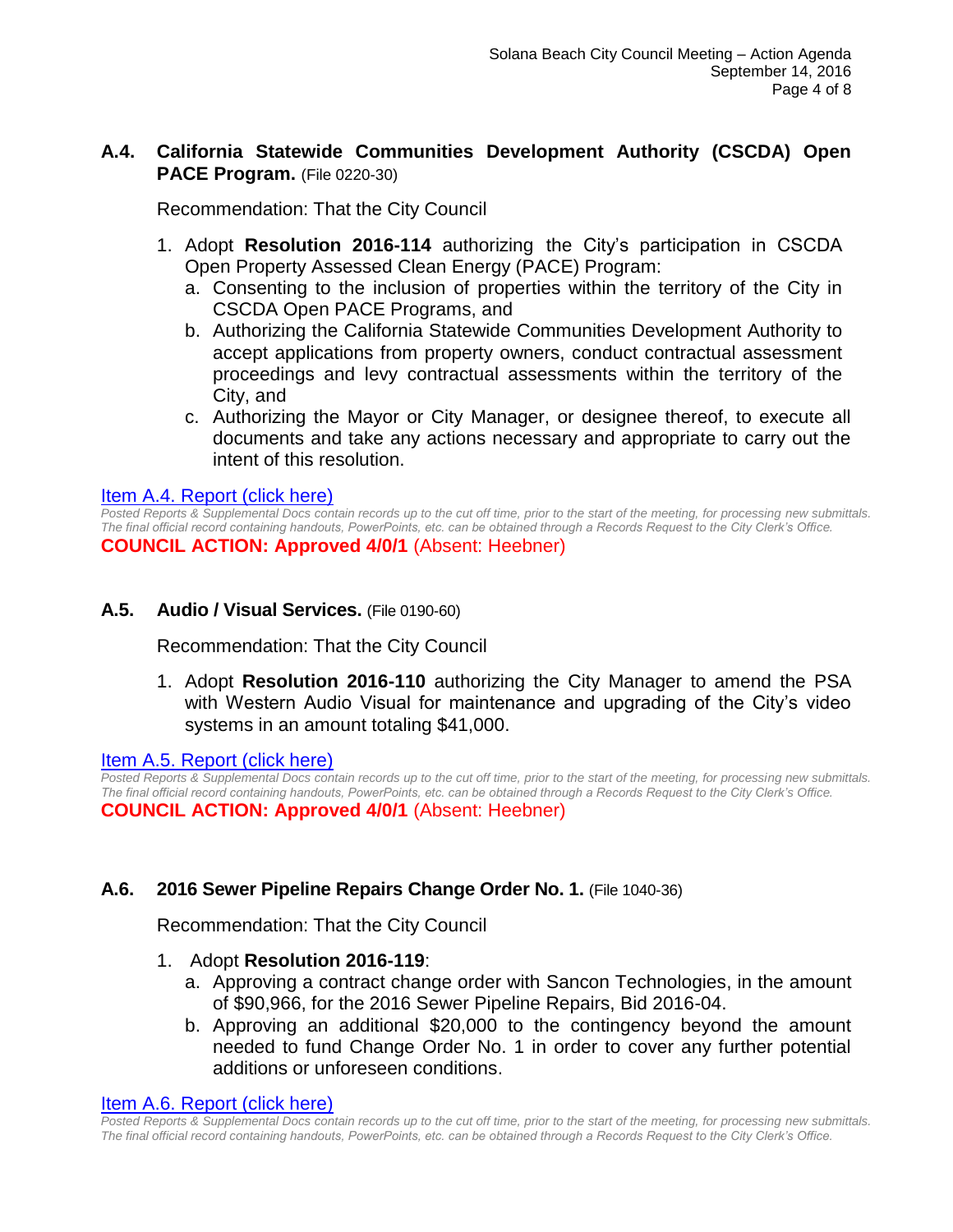### A.4. California Statewide Communities Development Authority (CSCDA) Open PACE Program. (File 0220-30)

Recommendation: That the City Council

1. Adopt **Resolution 2016-114** authorizing the City's participation in CSCDA Open Property Assessed Clean Energy (PACE) Program:
   a. Consenting to the inclusion of properties within the territory of the City in CSCDA Open PACE Programs, and
   b. Authorizing the California Statewide Communities Development Authority to accept applications from property owners, conduct contractual assessment proceedings and levy contractual assessments within the territory of the City, and
   c. Authorizing the Mayor or City Manager, or designee thereof, to execute all documents and take any actions necessary and appropriate to carry out the intent of this resolution.

Item A.4. Report (click here)

*Posted Reports & Supplemental Docs contain records up to the cut off time, prior to the start of the meeting, for processing new submittals. The final official record containing handouts, PowerPoints, etc. can be obtained through a Records Request to the City Clerk's Office.*

**COUNCIL ACTION: Approved 4/0/1** (Absent: Heebner)

### A.5. Audio / Visual Services. (File 0190-60)

Recommendation: That the City Council

1. Adopt **Resolution 2016-110** authorizing the City Manager to amend the PSA with Western Audio Visual for maintenance and upgrading of the City's video systems in an amount totaling $41,000.

Item A.5. Report (click here)

*Posted Reports & Supplemental Docs contain records up to the cut off time, prior to the start of the meeting, for processing new submittals. The final official record containing handouts, PowerPoints, etc. can be obtained through a Records Request to the City Clerk's Office.*

**COUNCIL ACTION: Approved 4/0/1** (Absent: Heebner)

### A.6. 2016 Sewer Pipeline Repairs Change Order No. 1. (File 1040-36)

Recommendation: That the City Council

1. Adopt **Resolution 2016-119**:
   a. Approving a contract change order with Sancon Technologies, in the amount of $90,966, for the 2016 Sewer Pipeline Repairs, Bid 2016-04.
   b. Approving an additional $20,000 to the contingency beyond the amount needed to fund Change Order No. 1 in order to cover any further potential additions or unforeseen conditions.

Item A.6. Report (click here)

*Posted Reports & Supplemental Docs contain records up to the cut off time, prior to the start of the meeting, for processing new submittals. The final official record containing handouts, PowerPoints, etc. can be obtained through a Records Request to the City Clerk's Office.*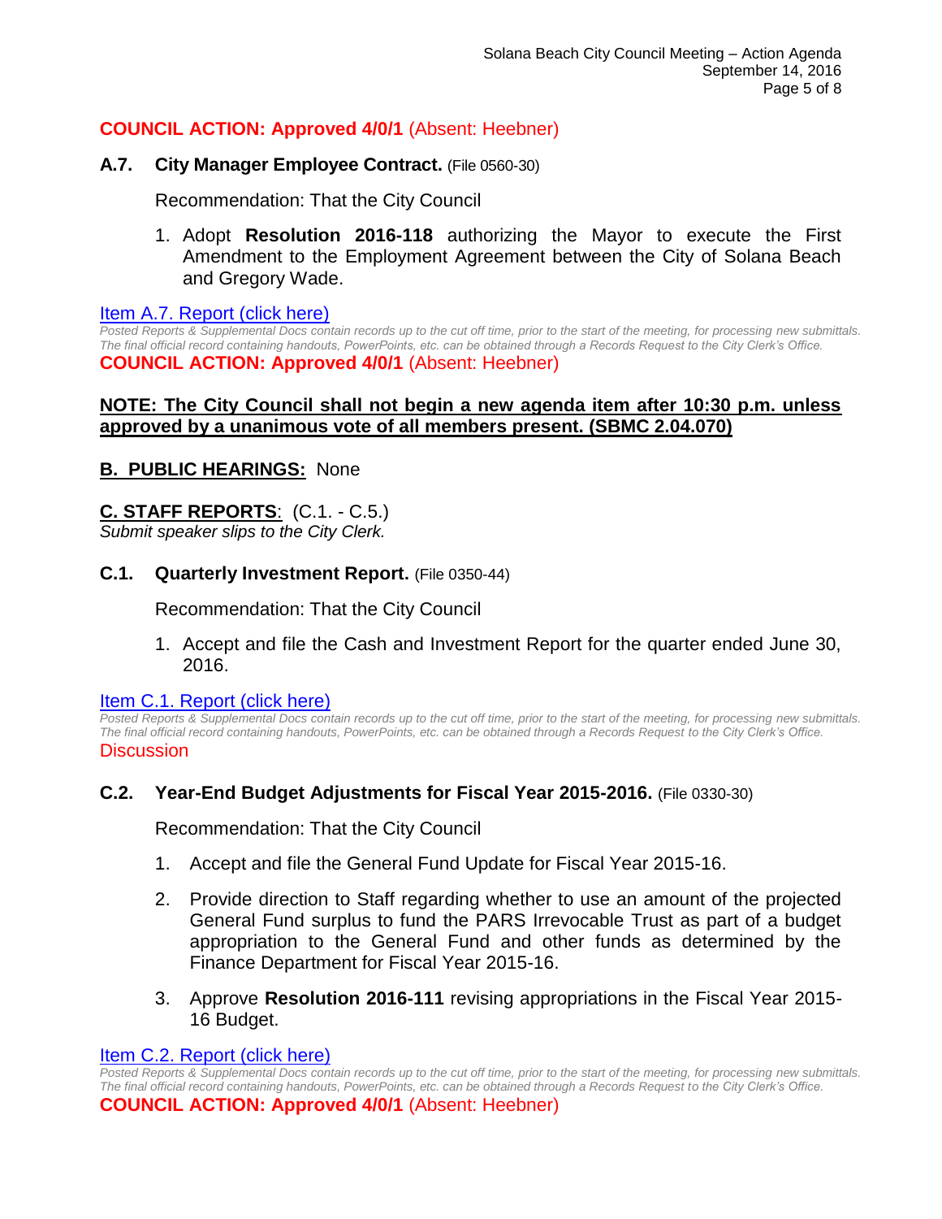**COUNCIL ACTION: Approved 4/0/1** (Absent: Heebner)

### A.7. City Manager Employee Contract. (File 0560-30)

Recommendation: That the City Council

1. Adopt **Resolution 2016-118** authorizing the Mayor to execute the First Amendment to the Employment Agreement between the City of Solana Beach and Gregory Wade.

Item A.7. Report (click here)

*Posted Reports & Supplemental Docs contain records up to the cut off time, prior to the start of the meeting, for processing new submittals. The final official record containing handouts, PowerPoints, etc. can be obtained through a Records Request to the City Clerk's Office.*

**COUNCIL ACTION: Approved 4/0/1** (Absent: Heebner)

**NOTE: The City Council shall not begin a new agenda item after 10:30 p.m. unless approved by a unanimous vote of all members present. (SBMC 2.04.070)**

## B. PUBLIC HEARINGS: None

## C. STAFF REPORTS: (C.1. - C.5.)

*Submit speaker slips to the City Clerk.*

### C.1. Quarterly Investment Report. (File 0350-44)

Recommendation: That the City Council

1. Accept and file the Cash and Investment Report for the quarter ended June 30, 2016.

Item C.1. Report (click here)

*Posted Reports & Supplemental Docs contain records up to the cut off time, prior to the start of the meeting, for processing new submittals. The final official record containing handouts, PowerPoints, etc. can be obtained through a Records Request to the City Clerk's Office.*

Discussion

### C.2. Year-End Budget Adjustments for Fiscal Year 2015-2016. (File 0330-30)

Recommendation: That the City Council

1. Accept and file the General Fund Update for Fiscal Year 2015-16.
2. Provide direction to Staff regarding whether to use an amount of the projected General Fund surplus to fund the PARS Irrevocable Trust as part of a budget appropriation to the General Fund and other funds as determined by the Finance Department for Fiscal Year 2015-16.
3. Approve **Resolution 2016-111** revising appropriations in the Fiscal Year 2015-16 Budget.

Item C.2. Report (click here)

*Posted Reports & Supplemental Docs contain records up to the cut off time, prior to the start of the meeting, for processing new submittals. The final official record containing handouts, PowerPoints, etc. can be obtained through a Records Request to the City Clerk's Office.*

**COUNCIL ACTION: Approved 4/0/1** (Absent: Heebner)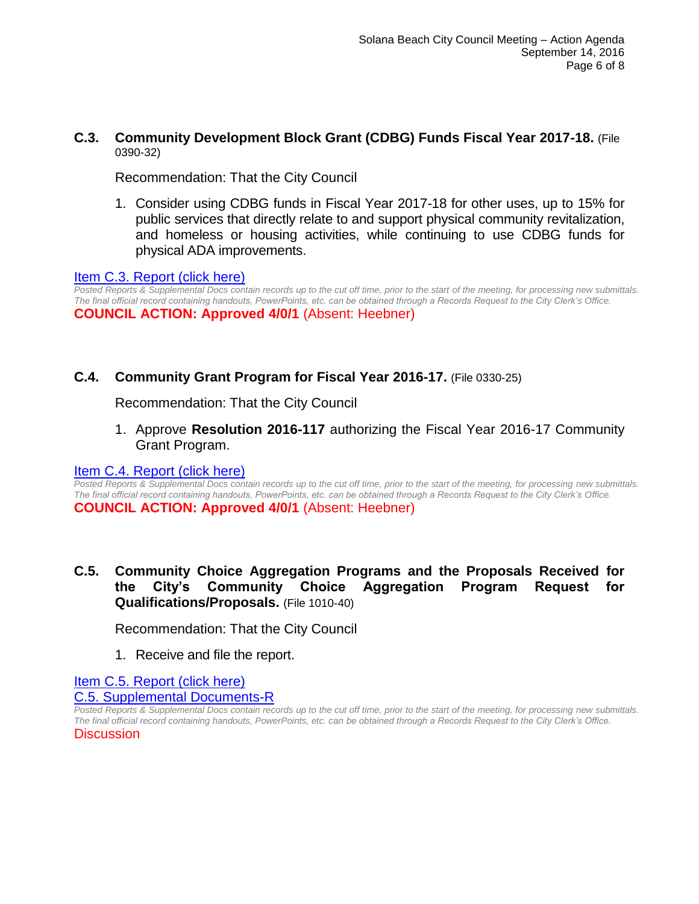### C.3. Community Development Block Grant (CDBG) Funds Fiscal Year 2017-18. (File 0390-32)

Recommendation: That the City Council

1. Consider using CDBG funds in Fiscal Year 2017-18 for other uses, up to 15% for public services that directly relate to and support physical community revitalization, and homeless or housing activities, while continuing to use CDBG funds for physical ADA improvements.

Item C.3. Report (click here)

*Posted Reports & Supplemental Docs contain records up to the cut off time, prior to the start of the meeting, for processing new submittals. The final official record containing handouts, PowerPoints, etc. can be obtained through a Records Request to the City Clerk's Office.*

**COUNCIL ACTION: Approved 4/0/1** (Absent: Heebner)

### C.4. Community Grant Program for Fiscal Year 2016-17. (File 0330-25)

Recommendation: That the City Council

1. Approve **Resolution 2016-117** authorizing the Fiscal Year 2016-17 Community Grant Program.

Item C.4. Report (click here)

*Posted Reports & Supplemental Docs contain records up to the cut off time, prior to the start of the meeting, for processing new submittals. The final official record containing handouts, PowerPoints, etc. can be obtained through a Records Request to the City Clerk's Office.*

**COUNCIL ACTION: Approved 4/0/1** (Absent: Heebner)

### C.5. Community Choice Aggregation Programs and the Proposals Received for the City's Community Choice Aggregation Program Request for Qualifications/Proposals. (File 1010-40)

Recommendation: That the City Council

1. Receive and file the report.

Item C.5. Report (click here)

C.5. Supplemental Documents-R

*Posted Reports & Supplemental Docs contain records up to the cut off time, prior to the start of the meeting, for processing new submittals. The final official record containing handouts, PowerPoints, etc. can be obtained through a Records Request to the City Clerk's Office.*

Discussion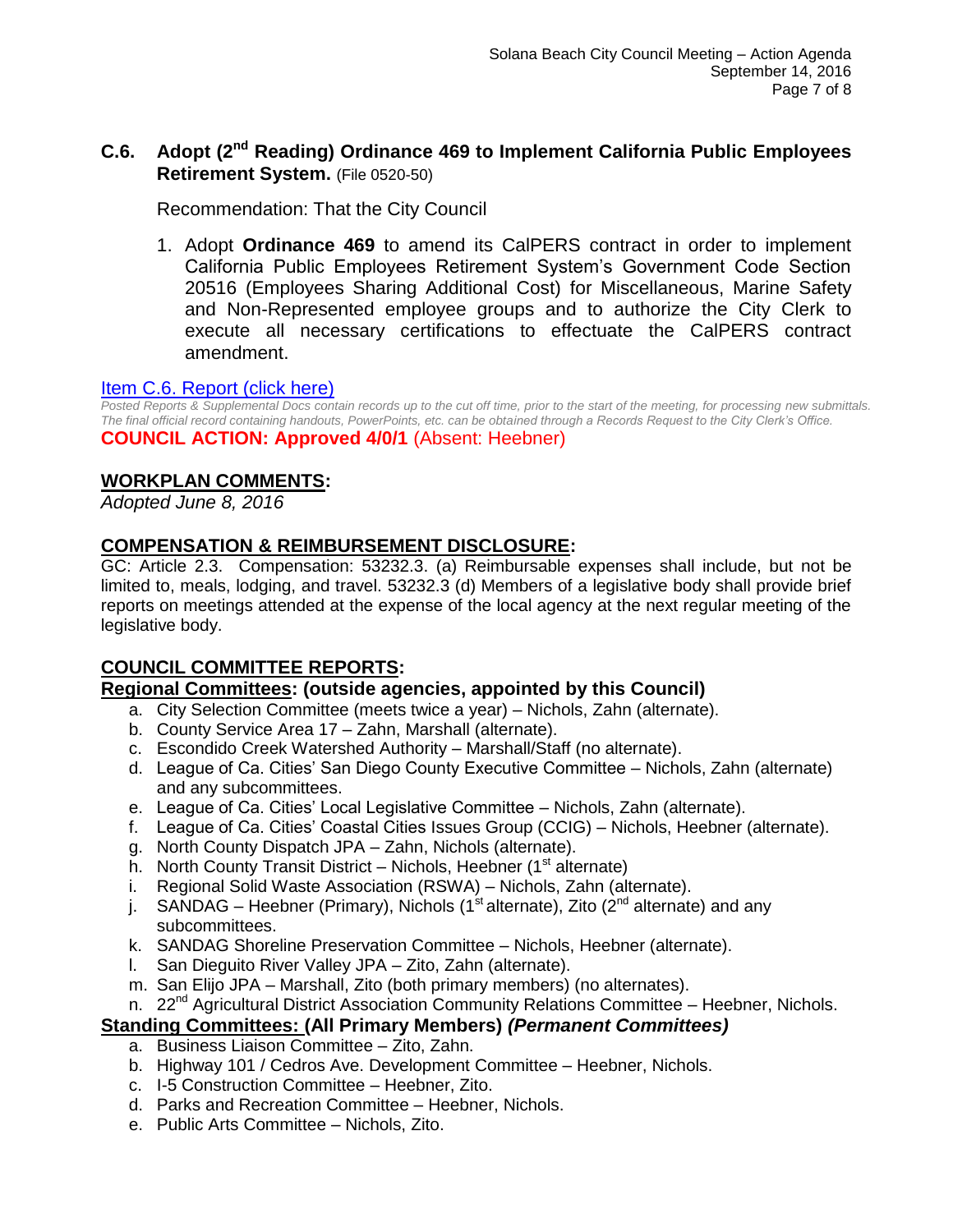### C.6. Adopt (2nd Reading) Ordinance 469 to Implement California Public Employees Retirement System. (File 0520-50)

Recommendation: That the City Council

1. Adopt **Ordinance 469** to amend its CalPERS contract in order to implement California Public Employees Retirement System's Government Code Section 20516 (Employees Sharing Additional Cost) for Miscellaneous, Marine Safety and Non-Represented employee groups and to authorize the City Clerk to execute all necessary certifications to effectuate the CalPERS contract amendment.

Item C.6. Report (click here)

*Posted Reports & Supplemental Docs contain records up to the cut off time, prior to the start of the meeting, for processing new submittals. The final official record containing handouts, PowerPoints, etc. can be obtained through a Records Request to the City Clerk's Office.*

**COUNCIL ACTION: Approved 4/0/1** (Absent: Heebner)

## WORKPLAN COMMENTS:

*Adopted June 8, 2016*

## COMPENSATION & REIMBURSEMENT DISCLOSURE:

GC: Article 2.3. Compensation: 53232.3. (a) Reimbursable expenses shall include, but not be limited to, meals, lodging, and travel. 53232.3 (d) Members of a legislative body shall provide brief reports on meetings attended at the expense of the local agency at the next regular meeting of the legislative body.

## COUNCIL COMMITTEE REPORTS:

**Regional Committees: (outside agencies, appointed by this Council)**

a. City Selection Committee (meets twice a year) – Nichols, Zahn (alternate).
b. County Service Area 17 – Zahn, Marshall (alternate).
c. Escondido Creek Watershed Authority – Marshall/Staff (no alternate).
d. League of Ca. Cities' San Diego County Executive Committee – Nichols, Zahn (alternate) and any subcommittees.
e. League of Ca. Cities' Local Legislative Committee – Nichols, Zahn (alternate).
f. League of Ca. Cities' Coastal Cities Issues Group (CCIG) – Nichols, Heebner (alternate).
g. North County Dispatch JPA – Zahn, Nichols (alternate).
h. North County Transit District – Nichols, Heebner (1st alternate)
i. Regional Solid Waste Association (RSWA) – Nichols, Zahn (alternate).
j. SANDAG – Heebner (Primary), Nichols (1st alternate), Zito (2nd alternate) and any subcommittees.
k. SANDAG Shoreline Preservation Committee – Nichols, Heebner (alternate).
l. San Dieguito River Valley JPA – Zito, Zahn (alternate).
m. San Elijo JPA – Marshall, Zito (both primary members) (no alternates).
n. 22nd Agricultural District Association Community Relations Committee – Heebner, Nichols.

**Standing Committees: (All Primary Members) *(Permanent Committees)***

a. Business Liaison Committee – Zito, Zahn.
b. Highway 101 / Cedros Ave. Development Committee – Heebner, Nichols.
c. I-5 Construction Committee – Heebner, Zito.
d. Parks and Recreation Committee – Heebner, Nichols.
e. Public Arts Committee – Nichols, Zito.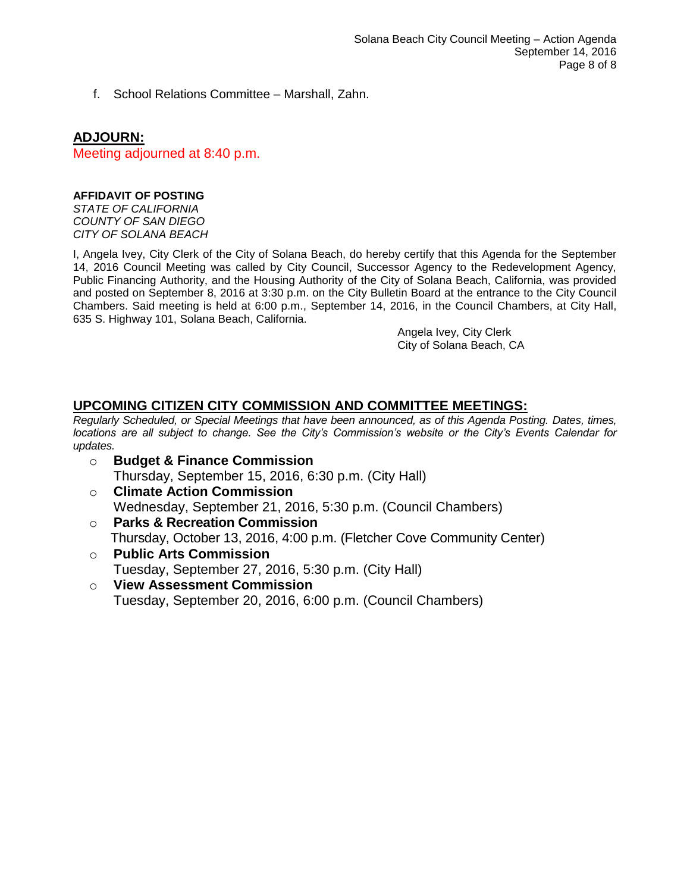f. School Relations Committee – Marshall, Zahn.

## ADJOURN:

Meeting adjourned at 8:40 p.m.

**AFFIDAVIT OF POSTING**
*STATE OF CALIFORNIA*
*COUNTY OF SAN DIEGO*
*CITY OF SOLANA BEACH*

I, Angela Ivey, City Clerk of the City of Solana Beach, do hereby certify that this Agenda for the September 14, 2016 Council Meeting was called by City Council, Successor Agency to the Redevelopment Agency, Public Financing Authority, and the Housing Authority of the City of Solana Beach, California, was provided and posted on September 8, 2016 at 3:30 p.m. on the City Bulletin Board at the entrance to the City Council Chambers. Said meeting is held at 6:00 p.m., September 14, 2016, in the Council Chambers, at City Hall, 635 S. Highway 101, Solana Beach, California.

Angela Ivey, City Clerk
City of Solana Beach, CA

## UPCOMING CITIZEN CITY COMMISSION AND COMMITTEE MEETINGS:

*Regularly Scheduled, or Special Meetings that have been announced, as of this Agenda Posting. Dates, times, locations are all subject to change. See the City's Commission's website or the City's Events Calendar for updates.*

- **Budget & Finance Commission**
  Thursday, September 15, 2016, 6:30 p.m. (City Hall)
- **Climate Action Commission**
  Wednesday, September 21, 2016, 5:30 p.m. (Council Chambers)
- **Parks & Recreation Commission**
  Thursday, October 13, 2016, 4:00 p.m. (Fletcher Cove Community Center)
- **Public Arts Commission**
  Tuesday, September 27, 2016, 5:30 p.m. (City Hall)
- **View Assessment Commission**
  Tuesday, September 20, 2016, 6:00 p.m. (Council Chambers)